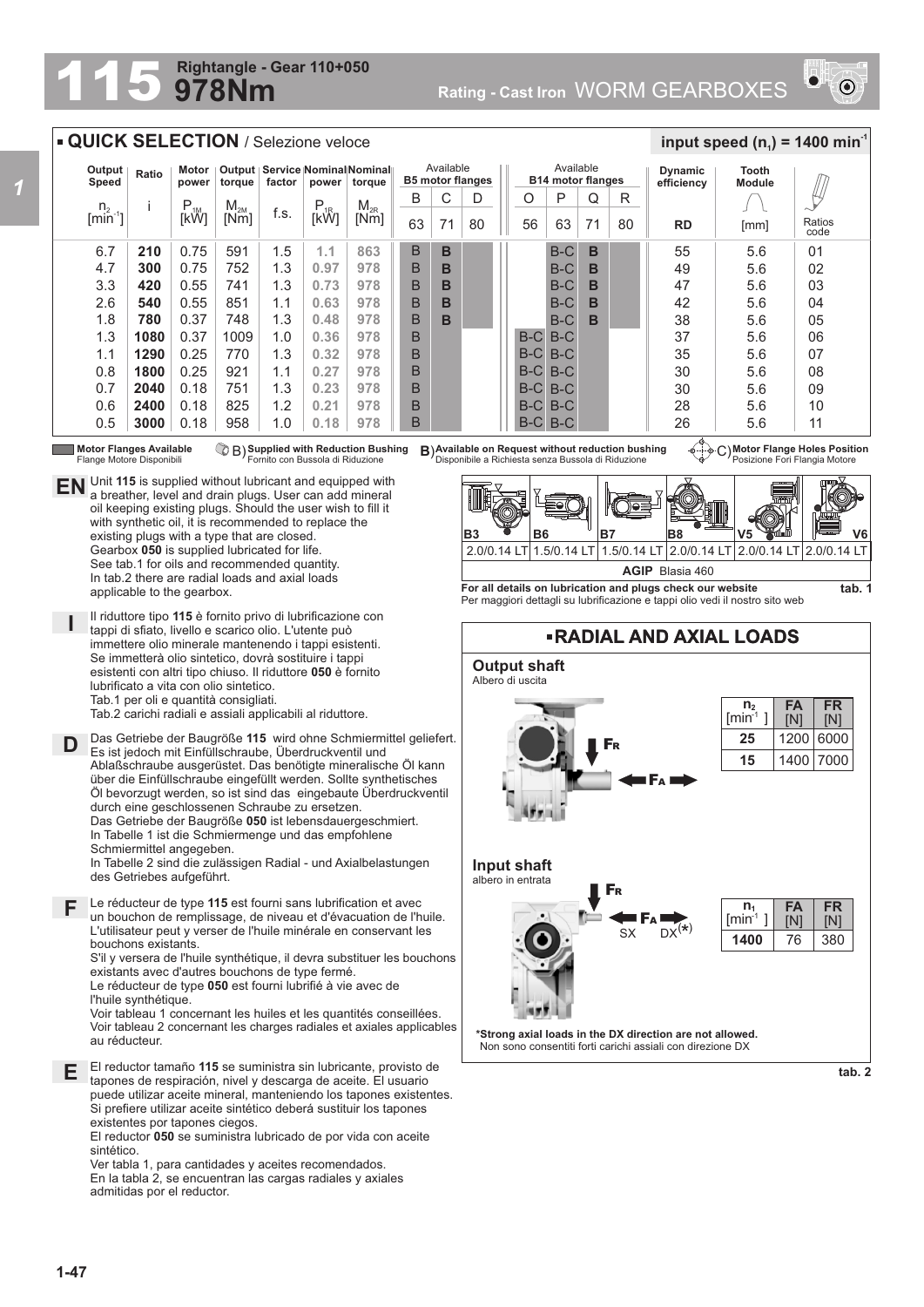# 115 978Nm

**Rightangle - Gear 110+050**

**Rating - Cast Iron** WORM GEARBOXES

## QUICK SELECTION / Selezione veloce

**input speed ($n_1$) = 1400 min$^{-1}$**

| Output Speed $n_2$ [min$^{-1}$] | Ratio i | Motor power $P_{1M}$ [kW] | Output torque $M_{2M}$ [Nm] | Service factor f.s. | Nominal power $P_{1R}$ [kW] | Nominal torque $M_{2R}$ [Nm] | Available B5 motor flanges B 63 | C 71 | D 80 | Available B14 motor flanges O 56 | P 63 | Q 71 | R 80 | Dynamic efficiency RD | Tooth Module [mm] | Ratios code |
|---|---|---|---|---|---|---|---|---|---|---|---|---|---|---|---|---|
| 6.7 | **210** | 0.75 | 591 | 1.5 | 1.1 | 863 | B | **B** | | | B-C | **B** | | 55 | 5.6 | 01 |
| 4.7 | **300** | 0.75 | 752 | 1.3 | 0.97 | 978 | B | **B** | | | B-C | **B** | | 49 | 5.6 | 02 |
| 3.3 | **420** | 0.55 | 741 | 1.3 | 0.73 | 978 | B | **B** | | | B-C | **B** | | 47 | 5.6 | 03 |
| 2.6 | **540** | 0.55 | 851 | 1.1 | 0.63 | 978 | B | **B** | | | B-C | **B** | | 42 | 5.6 | 04 |
| 1.8 | **780** | 0.37 | 748 | 1.3 | 0.48 | 978 | B | **B** | | | B-C | **B** | | 38 | 5.6 | 05 |
| 1.3 | **1080** | 0.37 | 1009 | 1.0 | 0.36 | 978 | B | | | B-C | B-C | | | 37 | 5.6 | 06 |
| 1.1 | **1290** | 0.25 | 770 | 1.3 | 0.32 | 978 | B | | | B-C | B-C | | | 35 | 5.6 | 07 |
| 0.8 | **1800** | 0.25 | 921 | 1.1 | 0.27 | 978 | B | | | B-C | B-C | | | 30 | 5.6 | 08 |
| 0.7 | **2040** | 0.18 | 751 | 1.3 | 0.23 | 978 | B | | | B-C | B-C | | | 30 | 5.6 | 09 |
| 0.6 | **2400** | 0.18 | 825 | 1.2 | 0.21 | 978 | B | | | B-C | B-C | | | 28 | 5.6 | 10 |
| 0.5 | **3000** | 0.18 | 958 | 1.0 | 0.18 | 978 | B | | | B-C | B-C | | | 26 | 5.6 | 11 |

**Motor Flanges Available** / Flange Motore Disponibili — B) **Supplied with Reduction Bushing** / Fornito con Bussola di Riduzione — B) **Available on Request without reduction bushing** / Disponibile a Richiesta senza Bussola di Riduzione — C) **Motor Flange Holes Position** / Posizione Fori Flangia Motore

**EN** Unit **115** is supplied without lubricant and equipped with a breather, level and drain plugs. User can add mineral oil keeping existing plugs. Should the user wish to fill it with synthetic oil, it is recommended to replace the existing plugs with a type that are closed.
Gearbox **050** is supplied lubricated for life.
See tab.1 for oils and recommended quantity.
In tab.2 there are radial loads and axial loads applicable to the gearbox.

**I** Il riduttore tipo **115** è fornito privo di lubrificazione con tappi di sfiato, livello e scarico olio. L'utente può immettere olio minerale mantenendo i tappi esistenti. Se immetterà olio sintetico, dovrà sostituire i tappi esistenti con altri tipo chiuso. Il riduttore **050** è fornito lubrificato a vita con olio sintetico.
Tab.1 per oli e quantità consigliati.
Tab.2 carichi radiali e assiali applicabili al riduttore.

**D** Das Getriebe der Baugröße **115** wird ohne Schmiermittel geliefert. Es ist jedoch mit Einfüllschraube, Überdruckventil und Ablaßschraube ausgerüstet. Das benötigte mineralische Öl kann über die Einfüllschraube eingefüllt werden. Sollte synthetisches Öl bevorzugt werden, so ist sind das eingebaute Überdruckventil durch eine geschlossenen Schraube zu ersetzen.
Das Getriebe der Baugröße **050** ist lebensdauergeschmiert.
In Tabelle 1 ist die Schmiermenge und das empfohlene Schmiermittel angegeben.
In Tabelle 2 sind die zulässigen Radial - und Axialbelastungen des Getriebes aufgeführt.

**F** Le réducteur de type **115** est fourni sans lubrification et avec un bouchon de remplissage, de niveau et d'évacuation de l'huile. L'utilisateur peut y verser de l'huile minérale en conservant les bouchons existants.
S'il y versera de l'huile synthétique, il devra substituer les bouchons existants avec d'autres bouchons de type fermé.
Le réducteur de type **050** est fourni lubrifié à vie avec de l'huile synthétique.
Voir tableau 1 concernant les huiles et les quantités conseillées.
Voir tableau 2 concernant les charges radiales et axiales applicables au réducteur.

**E** El reductor tamaño **115** se suministra sin lubricante, provisto de tapones de respiración, nivel y descarga de aceite. El usuario puede utilizar aceite mineral, manteniendo los tapones existentes. Si prefiere utilizar aceite sintético deberá sustituir los tapones existentes por tapones ciegos.
El reductor **050** se suministra lubricado de por vida con aceite sintético.
Ver tabla 1, para cantidades y aceites recomendados.
En la tabla 2, se encuentran las cargas radiales y axiales admitidas por el reductor.

| B3 | B6 | B7 | B8 | V5 | V6 |
|---|---|---|---|---|---|
| 2.0/0.14 LT | 1.5/0.14 LT | 1.5/0.14 LT | 2.0/0.14 LT | 2.0/0.14 LT | 2.0/0.14 LT |
| **AGIP** Blasia 460 | | | | | |

**For all details on lubrication and plugs check our website**
Per maggiori dettagli su lubrificazione e tappi olio vedi il nostro sito web

**tab. 1**

## RADIAL AND AXIAL LOADS

**Output shaft**
Albero di uscita

| $n_2$ [min$^{-1}$] | FA [N] | FR [N] |
|---|---|---|
| **25** | 1200 | 6000 |
| **15** | 1400 | 7000 |

**Input shaft**
albero in entrata

| $n_1$ [min$^{-1}$] | FA [N] | FR [N] |
|---|---|---|
| **1400** | 76 | 380 |

**\*Strong axial loads in the DX direction are not allowed.**
Non sono consentiti forti carichi assiali con direzione DX

**tab. 2**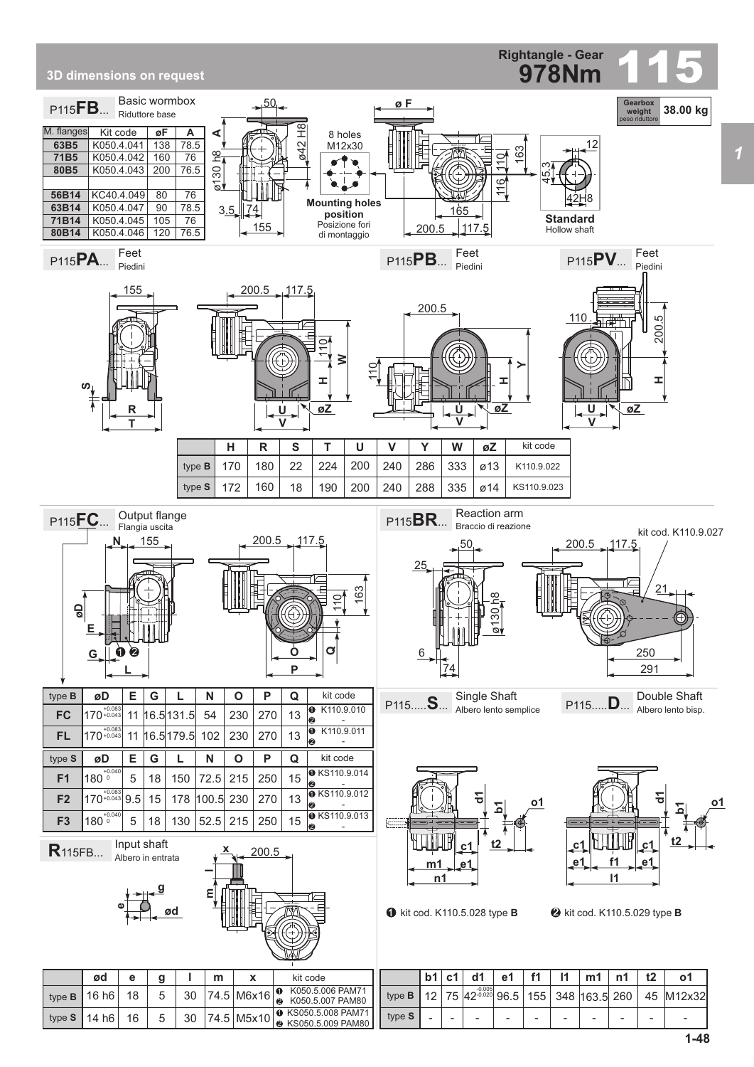3D dimensions on request

# Rightangle - Gear 978Nm 115

## P115**FB**... Basic wormbox
Riduttore base

| Gearbox weight / peso riduttore | 38.00 kg |
|---|---|

| M. flanges | Kit code | øF | A |
|---|---|---|---|
| 63B5 | K050.4.041 | 138 | 78.5 |
| 71B5 | K050.4.042 | 160 | 76 |
| 80B5 | K050.4.043 | 200 | 76.5 |
| | | | |
| 56B14 | KC40.4.049 | 80 | 76 |
| 63B14 | K050.4.047 | 90 | 78.5 |
| 71B14 | K050.4.045 | 105 | 76 |
| 80B14 | K050.4.046 | 120 | 76.5 |

8 holes M12x30

**Mounting holes position**
Posizione fori di montaggio

**Standard**
Hollow shaft

## P115**PA**... Feet
Piedini

## P115**PB**... Feet
Piedini

## P115**PV**... Feet
Piedini

| | H | R | S | T | U | V | Y | W | øZ | kit code |
|---|---|---|---|---|---|---|---|---|---|---|
| type **B** | 170 | 180 | 22 | 224 | 200 | 240 | 286 | 333 | ø13 | K110.9.022 |
| type **S** | 172 | 160 | 18 | 190 | 200 | 240 | 288 | 335 | ø14 | KS110.9.023 |

## P115**FC**... Output flange
Flangia uscita

| type **B** | øD | E | G | L | N | O | P | Q | kit code |
|---|---|---|---|---|---|---|---|---|---|
| **FC** | $170^{+0.083}_{+0.043}$ | 11 | 16.5 | 131.5 | 54 | 230 | 270 | 13 | ❶ K110.9.010 ❷ - |
| **FL** | $170^{+0.083}_{+0.043}$ | 11 | 16.5 | 179.5 | 102 | 230 | 270 | 13 | ❶ K110.9.011 ❷ - |

| type **S** | øD | E | G | L | N | O | P | Q | kit code |
|---|---|---|---|---|---|---|---|---|---|
| **F1** | $180^{+0.040}_{0}$ | 5 | 18 | 150 | 72.5 | 215 | 250 | 15 | ❶ KS110.9.014 ❷ - |
| **F2** | $170^{+0.083}_{+0.043}$ | 9.5 | 15 | 178 | 100.5 | 230 | 270 | 13 | ❶ KS110.9.012 ❷ - |
| **F3** | $180^{+0.040}_{0}$ | 5 | 18 | 130 | 52.5 | 215 | 250 | 15 | ❶ KS110.9.013 ❷ - |

## P115**BR**... Reaction arm
Braccio di reazione

kit cod. K110.9.027

## P115.....**S**... Single Shaft
Albero lento semplice

## P115.....**D**... Double Shaft
Albero lento bisp.

❶ kit cod. K110.5.028 type **B**

❷ kit cod. K110.5.029 type **B**

| | b1 | c1 | d1 | e1 | f1 | l1 | m1 | n1 | t2 | o1 |
|---|---|---|---|---|---|---|---|---|---|---|
| type **B** | 12 | 75 | $42^{-0.005}_{-0.020}$ | 96.5 | 155 | 348 | 163.5 | 260 | 45 | M12x32 |
| type **S** | - | - | - | - | - | - | - | - | - | - |

## **R**115FB... Input shaft
Albero in entrata

| | ød | e | g | l | m | x | kit code |
|---|---|---|---|---|---|---|---|
| type **B** | 16 h6 | 18 | 5 | 30 | 74.5 | M6x16 | ❶ K050.5.006 PAM71 ❷ K050.5.007 PAM80 |
| type **S** | 14 h6 | 16 | 5 | 30 | 74.5 | M5x10 | ❶ KS050.5.008 PAM71 ❷ KS050.5.009 PAM80 |